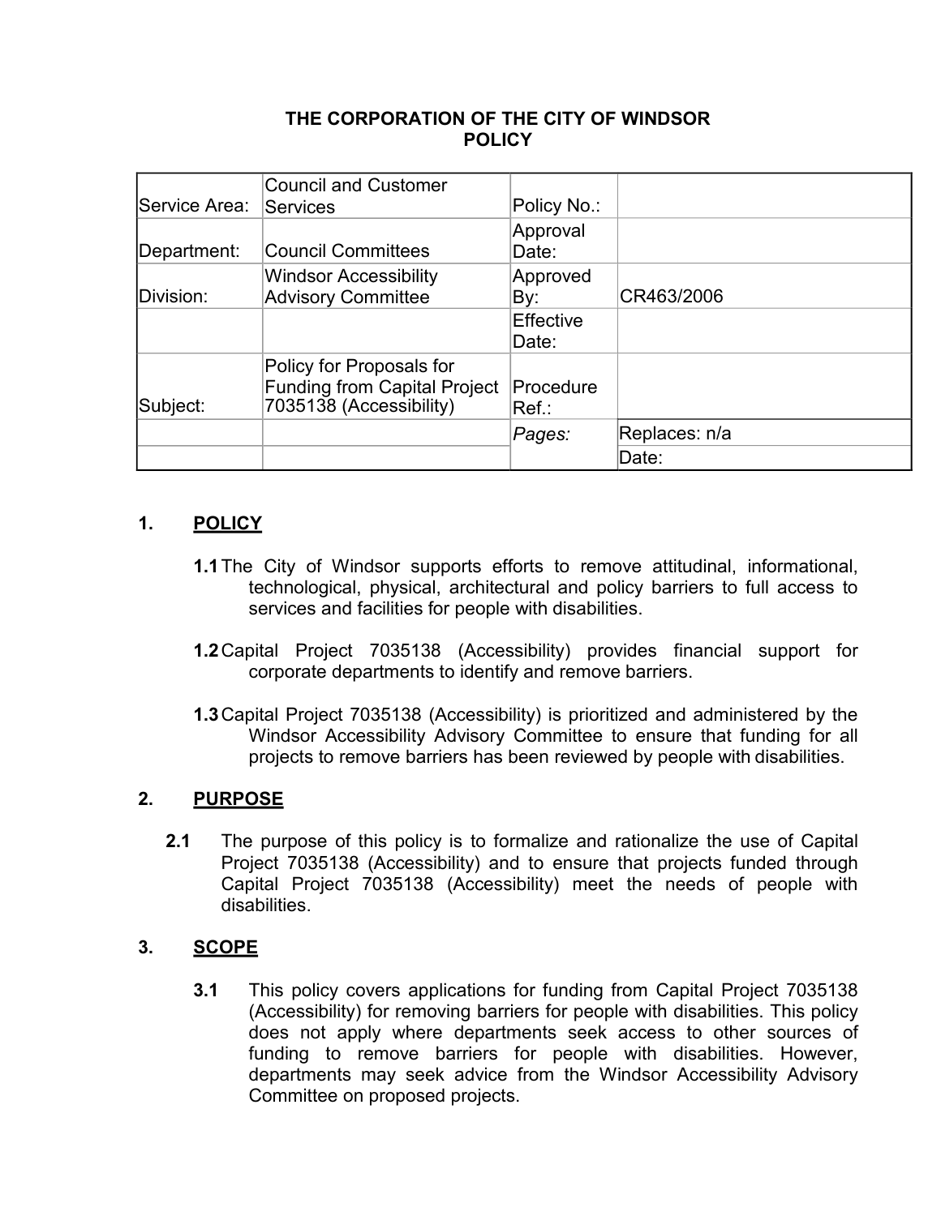**THE CORPORATION OF THE CITY OF WINDSOR**
**POLICY**

| Service Area: | Council and Customer Services | Policy No.: | |
|---|---|---|---|
| Department: | Council Committees | Approval Date: | |
| Division: | Windsor Accessibility Advisory Committee | Approved By: | CR463/2006 |
| | | Effective Date: | |
| Subject: | Policy for Proposals for Funding from Capital Project 7035138 (Accessibility) | Procedure Ref.: | |
| | | *Pages:* | Replaces: n/a |
| | | | Date: |

## 1. POLICY

**1.1** The City of Windsor supports efforts to remove attitudinal, informational, technological, physical, architectural and policy barriers to full access to services and facilities for people with disabilities.

**1.2** Capital Project 7035138 (Accessibility) provides financial support for corporate departments to identify and remove barriers.

**1.3** Capital Project 7035138 (Accessibility) is prioritized and administered by the Windsor Accessibility Advisory Committee to ensure that funding for all projects to remove barriers has been reviewed by people with disabilities.

## 2. PURPOSE

**2.1** The purpose of this policy is to formalize and rationalize the use of Capital Project 7035138 (Accessibility) and to ensure that projects funded through Capital Project 7035138 (Accessibility) meet the needs of people with disabilities.

## 3. SCOPE

**3.1** This policy covers applications for funding from Capital Project 7035138 (Accessibility) for removing barriers for people with disabilities. This policy does not apply where departments seek access to other sources of funding to remove barriers for people with disabilities. However, departments may seek advice from the Windsor Accessibility Advisory Committee on proposed projects.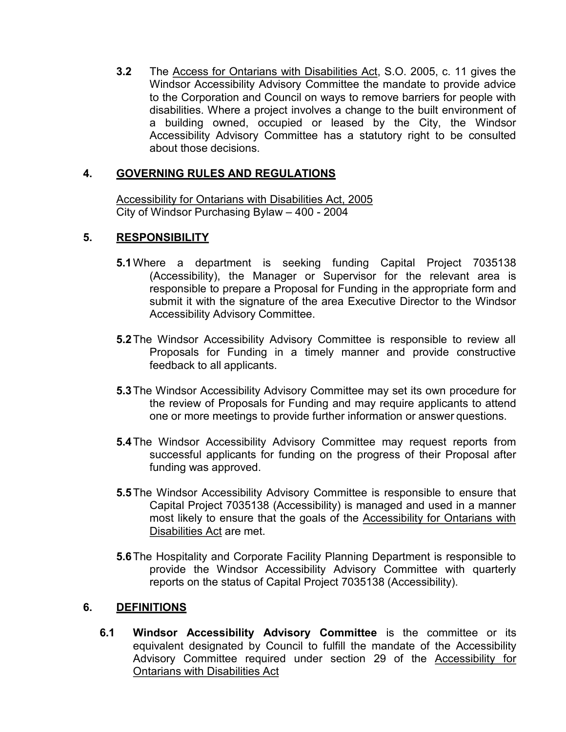**3.2** The Access for Ontarians with Disabilities Act, S.O. 2005, c. 11 gives the Windsor Accessibility Advisory Committee the mandate to provide advice to the Corporation and Council on ways to remove barriers for people with disabilities. Where a project involves a change to the built environment of a building owned, occupied or leased by the City, the Windsor Accessibility Advisory Committee has a statutory right to be consulted about those decisions.

## 4. GOVERNING RULES AND REGULATIONS

Accessibility for Ontarians with Disabilities Act, 2005
City of Windsor Purchasing Bylaw – 400 - 2004

## 5. RESPONSIBILITY

**5.1** Where a department is seeking funding Capital Project 7035138 (Accessibility), the Manager or Supervisor for the relevant area is responsible to prepare a Proposal for Funding in the appropriate form and submit it with the signature of the area Executive Director to the Windsor Accessibility Advisory Committee.

**5.2** The Windsor Accessibility Advisory Committee is responsible to review all Proposals for Funding in a timely manner and provide constructive feedback to all applicants.

**5.3** The Windsor Accessibility Advisory Committee may set its own procedure for the review of Proposals for Funding and may require applicants to attend one or more meetings to provide further information or answer questions.

**5.4** The Windsor Accessibility Advisory Committee may request reports from successful applicants for funding on the progress of their Proposal after funding was approved.

**5.5** The Windsor Accessibility Advisory Committee is responsible to ensure that Capital Project 7035138 (Accessibility) is managed and used in a manner most likely to ensure that the goals of the Accessibility for Ontarians with Disabilities Act are met.

**5.6** The Hospitality and Corporate Facility Planning Department is responsible to provide the Windsor Accessibility Advisory Committee with quarterly reports on the status of Capital Project 7035138 (Accessibility).

## 6. DEFINITIONS

**6.1** **Windsor Accessibility Advisory Committee** is the committee or its equivalent designated by Council to fulfill the mandate of the Accessibility Advisory Committee required under section 29 of the Accessibility for Ontarians with Disabilities Act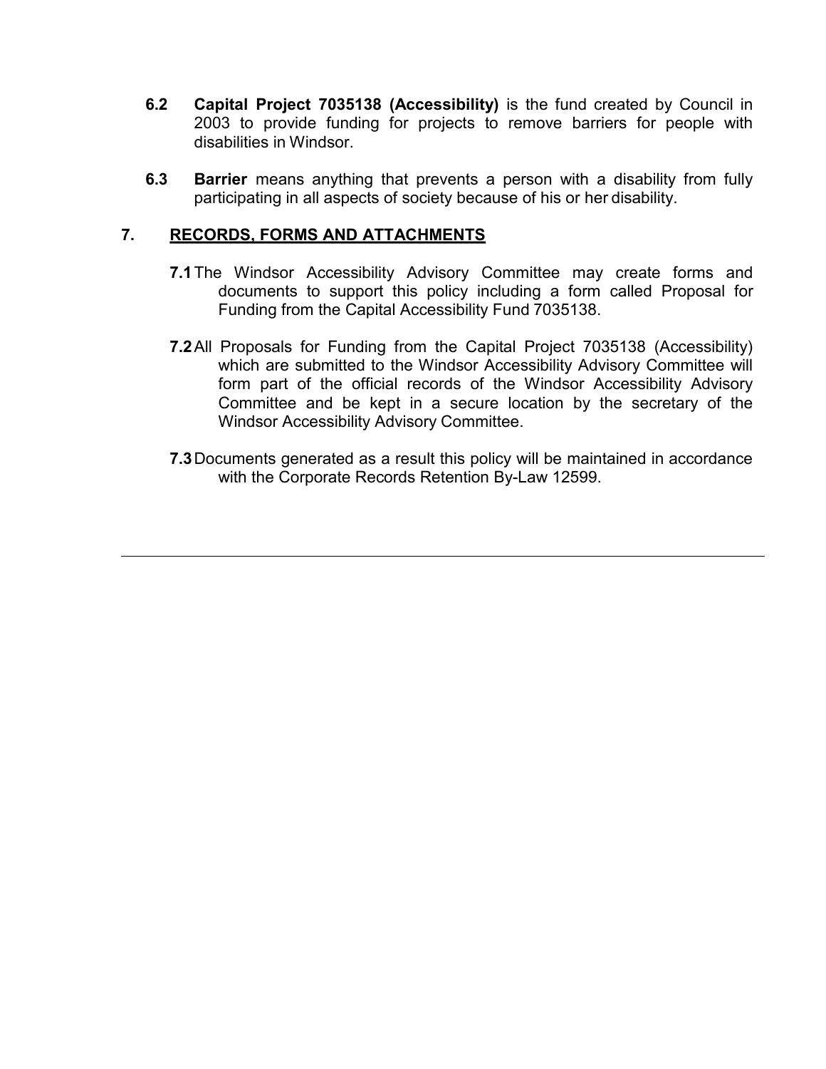**6.2** **Capital Project 7035138 (Accessibility)** is the fund created by Council in 2003 to provide funding for projects to remove barriers for people with disabilities in Windsor.

**6.3** **Barrier** means anything that prevents a person with a disability from fully participating in all aspects of society because of his or her disability.

## 7. RECORDS, FORMS AND ATTACHMENTS

**7.1** The Windsor Accessibility Advisory Committee may create forms and documents to support this policy including a form called Proposal for Funding from the Capital Accessibility Fund 7035138.

**7.2** All Proposals for Funding from the Capital Project 7035138 (Accessibility) which are submitted to the Windsor Accessibility Advisory Committee will form part of the official records of the Windsor Accessibility Advisory Committee and be kept in a secure location by the secretary of the Windsor Accessibility Advisory Committee.

**7.3** Documents generated as a result this policy will be maintained in accordance with the Corporate Records Retention By-Law 12599.

---